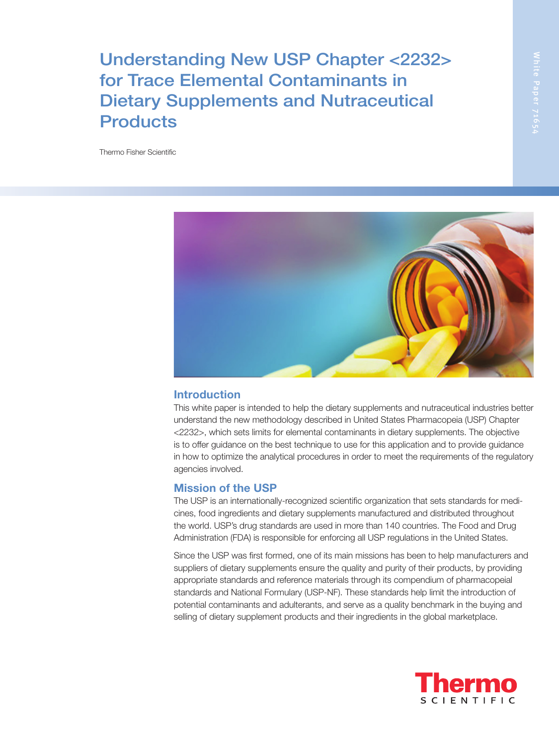# Understanding New USP Chapter <2232> for Trace Elemental Contaminants in Dietary Supplements and Nutraceutical Products

Thermo Fisher Scientific

White Paper 71654

## Introduction

This white paper is intended to help the dietary supplements and nutraceutical industries better understand the new methodology described in United States Pharmacopeia (USP) Chapter <2232>, which sets limits for elemental contaminants in dietary supplements. The objective is to offer guidance on the best technique to use for this application and to provide guidance in how to optimize the analytical procedures in order to meet the requirements of the regulatory agencies involved.

## Mission of the USP

The USP is an internationally-recognized scientific organization that sets standards for medicines, food ingredients and dietary supplements manufactured and distributed throughout the world. USP's drug standards are used in more than 140 countries. The Food and Drug Administration (FDA) is responsible for enforcing all USP regulations in the United States.

Since the USP was first formed, one of its main missions has been to help manufacturers and suppliers of dietary supplements ensure the quality and purity of their products, by providing appropriate standards and reference materials through its compendium of pharmacopeial standards and National Formulary (USP-NF). These standards help limit the introduction of potential contaminants and adulterants, and serve as a quality benchmark in the buying and selling of dietary supplement products and their ingredients in the global marketplace.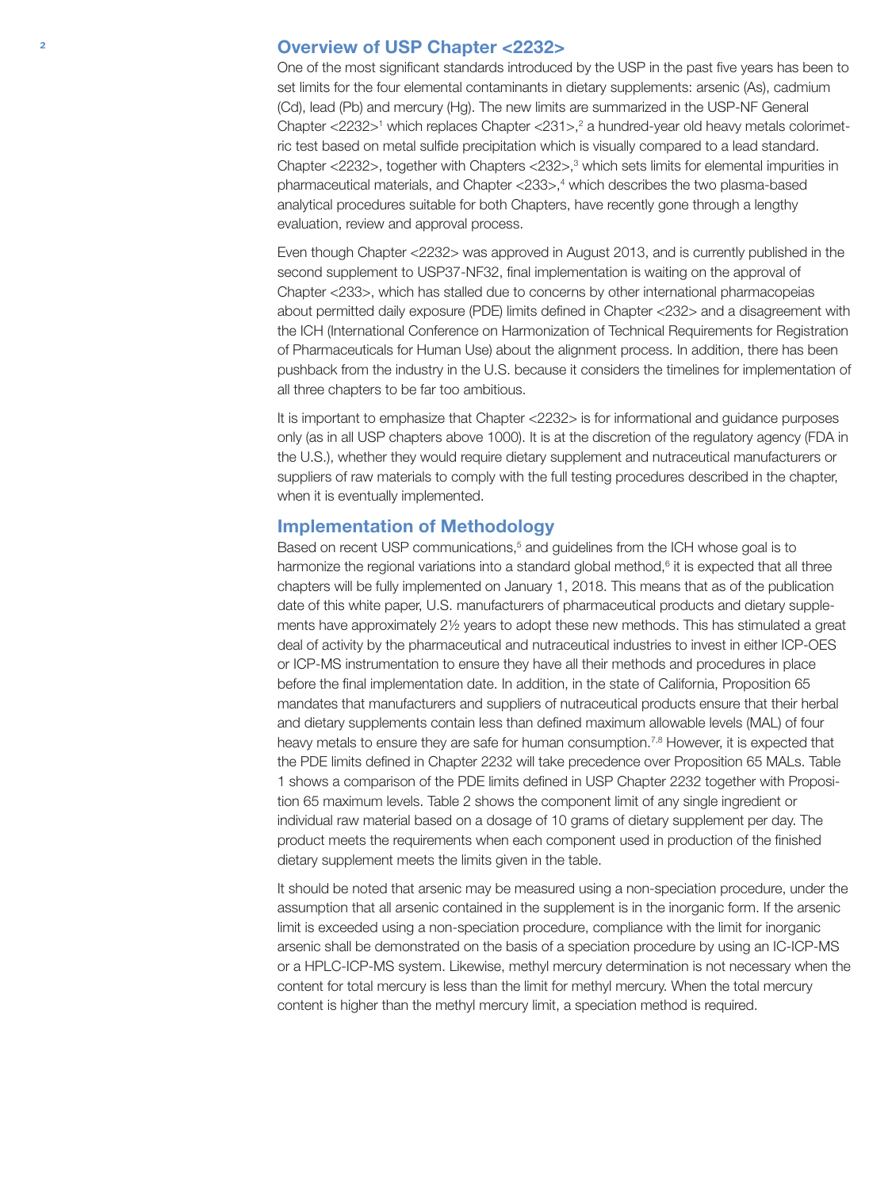## Overview of USP Chapter <2232>

One of the most significant standards introduced by the USP in the past five years has been to set limits for the four elemental contaminants in dietary supplements: arsenic (As), cadmium (Cd), lead (Pb) and mercury (Hg). The new limits are summarized in the USP-NF General Chapter <2232>[1] which replaces Chapter <231>,[2] a hundred-year old heavy metals colorimetric test based on metal sulfide precipitation which is visually compared to a lead standard. Chapter <2232>, together with Chapters <232>,[3] which sets limits for elemental impurities in pharmaceutical materials, and Chapter <233>,[4] which describes the two plasma-based analytical procedures suitable for both Chapters, have recently gone through a lengthy evaluation, review and approval process.

Even though Chapter <2232> was approved in August 2013, and is currently published in the second supplement to USP37-NF32, final implementation is waiting on the approval of Chapter <233>, which has stalled due to concerns by other international pharmacopeias about permitted daily exposure (PDE) limits defined in Chapter <232> and a disagreement with the ICH (International Conference on Harmonization of Technical Requirements for Registration of Pharmaceuticals for Human Use) about the alignment process. In addition, there has been pushback from the industry in the U.S. because it considers the timelines for implementation of all three chapters to be far too ambitious.

It is important to emphasize that Chapter <2232> is for informational and guidance purposes only (as in all USP chapters above 1000). It is at the discretion of the regulatory agency (FDA in the U.S.), whether they would require dietary supplement and nutraceutical manufacturers or suppliers of raw materials to comply with the full testing procedures described in the chapter, when it is eventually implemented.

## Implementation of Methodology

Based on recent USP communications,[5] and guidelines from the ICH whose goal is to harmonize the regional variations into a standard global method,[6] it is expected that all three chapters will be fully implemented on January 1, 2018. This means that as of the publication date of this white paper, U.S. manufacturers of pharmaceutical products and dietary supplements have approximately 2½ years to adopt these new methods. This has stimulated a great deal of activity by the pharmaceutical and nutraceutical industries to invest in either ICP-OES or ICP-MS instrumentation to ensure they have all their methods and procedures in place before the final implementation date. In addition, in the state of California, Proposition 65 mandates that manufacturers and suppliers of nutraceutical products ensure that their herbal and dietary supplements contain less than defined maximum allowable levels (MAL) of four heavy metals to ensure they are safe for human consumption.[7,8] However, it is expected that the PDE limits defined in Chapter 2232 will take precedence over Proposition 65 MALs. Table 1 shows a comparison of the PDE limits defined in USP Chapter 2232 together with Proposition 65 maximum levels. Table 2 shows the component limit of any single ingredient or individual raw material based on a dosage of 10 grams of dietary supplement per day. The product meets the requirements when each component used in production of the finished dietary supplement meets the limits given in the table.

It should be noted that arsenic may be measured using a non-speciation procedure, under the assumption that all arsenic contained in the supplement is in the inorganic form. If the arsenic limit is exceeded using a non-speciation procedure, compliance with the limit for inorganic arsenic shall be demonstrated on the basis of a speciation procedure by using an IC-ICP-MS or a HPLC-ICP-MS system. Likewise, methyl mercury determination is not necessary when the content for total mercury is less than the limit for methyl mercury. When the total mercury content is higher than the methyl mercury limit, a speciation method is required.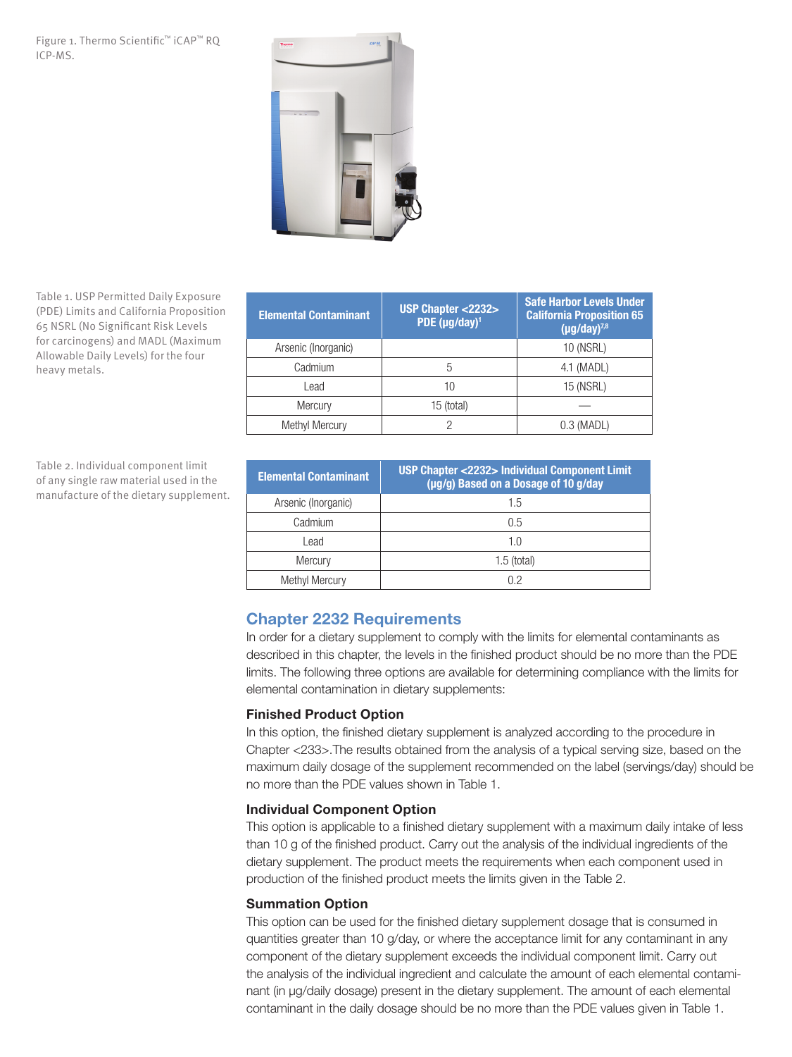Figure 1. Thermo Scientific™ iCAP™ RQ ICP-MS.

Table 1. USP Permitted Daily Exposure (PDE) Limits and California Proposition 65 NSRL (No Significant Risk Levels for carcinogens) and MADL (Maximum Allowable Daily Levels) for the four heavy metals.

| Elemental Contaminant | USP Chapter <2232> PDE (µg/day)[1] | Safe Harbor Levels Under California Proposition 65 (µg/day)[7,8] |
|---|---|---|
| Arsenic (Inorganic) | | 10 (NSRL) |
| Cadmium | 5 | 4.1 (MADL) |
| Lead | 10 | 15 (NSRL) |
| Mercury | 15 (total) | — |
| Methyl Mercury | 2 | 0.3 (MADL) |

Table 2. Individual component limit of any single raw material used in the manufacture of the dietary supplement.

| Elemental Contaminant | USP Chapter <2232> Individual Component Limit (µg/g) Based on a Dosage of 10 g/day |
|---|---|
| Arsenic (Inorganic) | 1.5 |
| Cadmium | 0.5 |
| Lead | 1.0 |
| Mercury | 1.5 (total) |
| Methyl Mercury | 0.2 |

## Chapter 2232 Requirements

In order for a dietary supplement to comply with the limits for elemental contaminants as described in this chapter, the levels in the finished product should be no more than the PDE limits. The following three options are available for determining compliance with the limits for elemental contamination in dietary supplements:

### Finished Product Option

In this option, the finished dietary supplement is analyzed according to the procedure in Chapter <233>.The results obtained from the analysis of a typical serving size, based on the maximum daily dosage of the supplement recommended on the label (servings/day) should be no more than the PDE values shown in Table 1.

### Individual Component Option

This option is applicable to a finished dietary supplement with a maximum daily intake of less than 10 g of the finished product. Carry out the analysis of the individual ingredients of the dietary supplement. The product meets the requirements when each component used in production of the finished product meets the limits given in the Table 2.

### Summation Option

This option can be used for the finished dietary supplement dosage that is consumed in quantities greater than 10 g/day, or where the acceptance limit for any contaminant in any component of the dietary supplement exceeds the individual component limit. Carry out the analysis of the individual ingredient and calculate the amount of each elemental contaminant (in µg/daily dosage) present in the dietary supplement. The amount of each elemental contaminant in the daily dosage should be no more than the PDE values given in Table 1.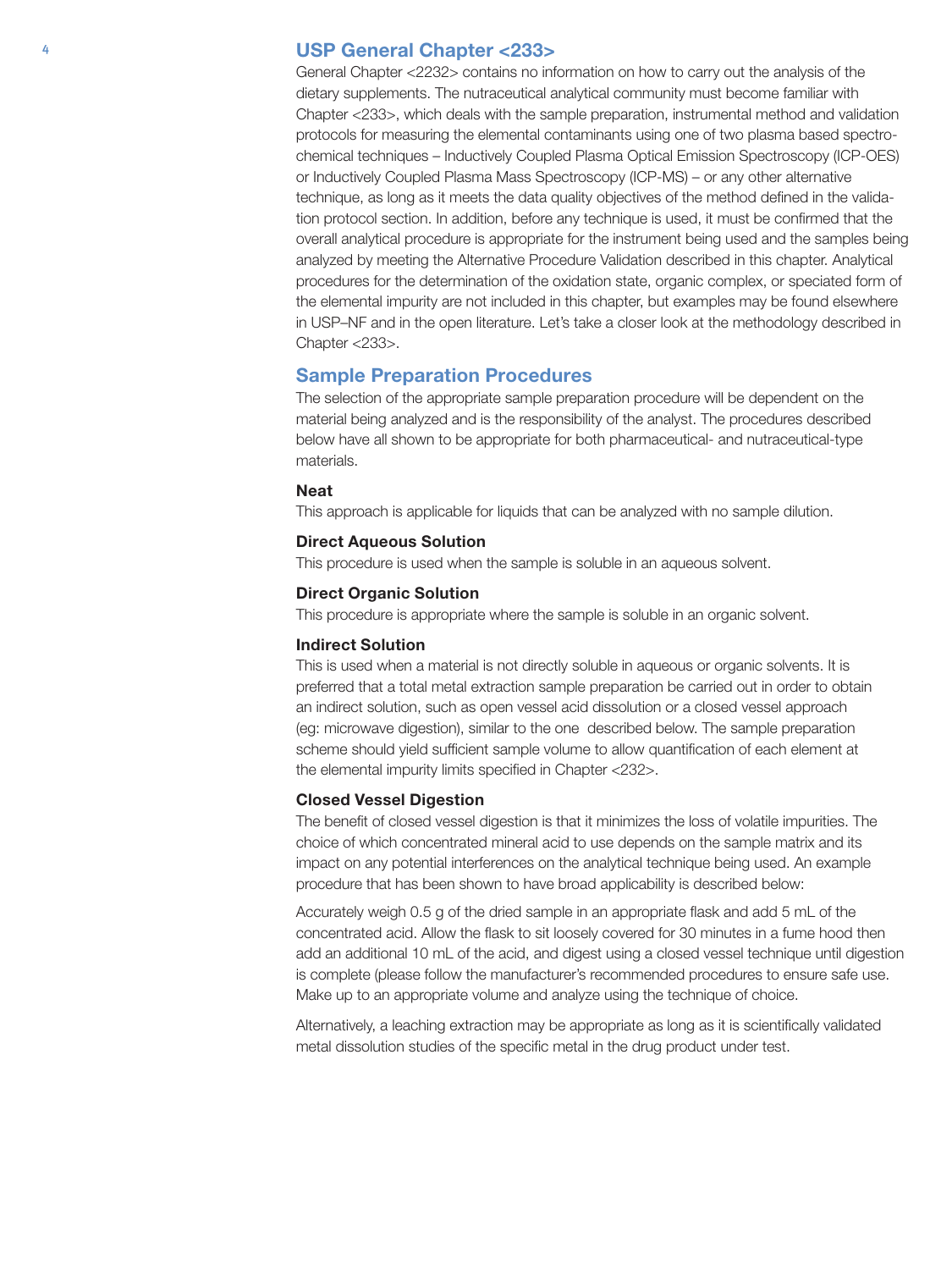## USP General Chapter <233>

General Chapter <2232> contains no information on how to carry out the analysis of the dietary supplements. The nutraceutical analytical community must become familiar with Chapter <233>, which deals with the sample preparation, instrumental method and validation protocols for measuring the elemental contaminants using one of two plasma based spectrochemical techniques – Inductively Coupled Plasma Optical Emission Spectroscopy (ICP-OES) or Inductively Coupled Plasma Mass Spectroscopy (ICP-MS) – or any other alternative technique, as long as it meets the data quality objectives of the method defined in the validation protocol section. In addition, before any technique is used, it must be confirmed that the overall analytical procedure is appropriate for the instrument being used and the samples being analyzed by meeting the Alternative Procedure Validation described in this chapter. Analytical procedures for the determination of the oxidation state, organic complex, or speciated form of the elemental impurity are not included in this chapter, but examples may be found elsewhere in USP–NF and in the open literature. Let's take a closer look at the methodology described in Chapter <233>.

## Sample Preparation Procedures

The selection of the appropriate sample preparation procedure will be dependent on the material being analyzed and is the responsibility of the analyst. The procedures described below have all shown to be appropriate for both pharmaceutical- and nutraceutical-type materials.

### Neat

This approach is applicable for liquids that can be analyzed with no sample dilution.

### Direct Aqueous Solution

This procedure is used when the sample is soluble in an aqueous solvent.

### Direct Organic Solution

This procedure is appropriate where the sample is soluble in an organic solvent.

### Indirect Solution

This is used when a material is not directly soluble in aqueous or organic solvents. It is preferred that a total metal extraction sample preparation be carried out in order to obtain an indirect solution, such as open vessel acid dissolution or a closed vessel approach (eg: microwave digestion), similar to the one described below. The sample preparation scheme should yield sufficient sample volume to allow quantification of each element at the elemental impurity limits specified in Chapter <232>.

### Closed Vessel Digestion

The benefit of closed vessel digestion is that it minimizes the loss of volatile impurities. The choice of which concentrated mineral acid to use depends on the sample matrix and its impact on any potential interferences on the analytical technique being used. An example procedure that has been shown to have broad applicability is described below:

Accurately weigh 0.5 g of the dried sample in an appropriate flask and add 5 mL of the concentrated acid. Allow the flask to sit loosely covered for 30 minutes in a fume hood then add an additional 10 mL of the acid, and digest using a closed vessel technique until digestion is complete (please follow the manufacturer's recommended procedures to ensure safe use. Make up to an appropriate volume and analyze using the technique of choice.

Alternatively, a leaching extraction may be appropriate as long as it is scientifically validated metal dissolution studies of the specific metal in the drug product under test.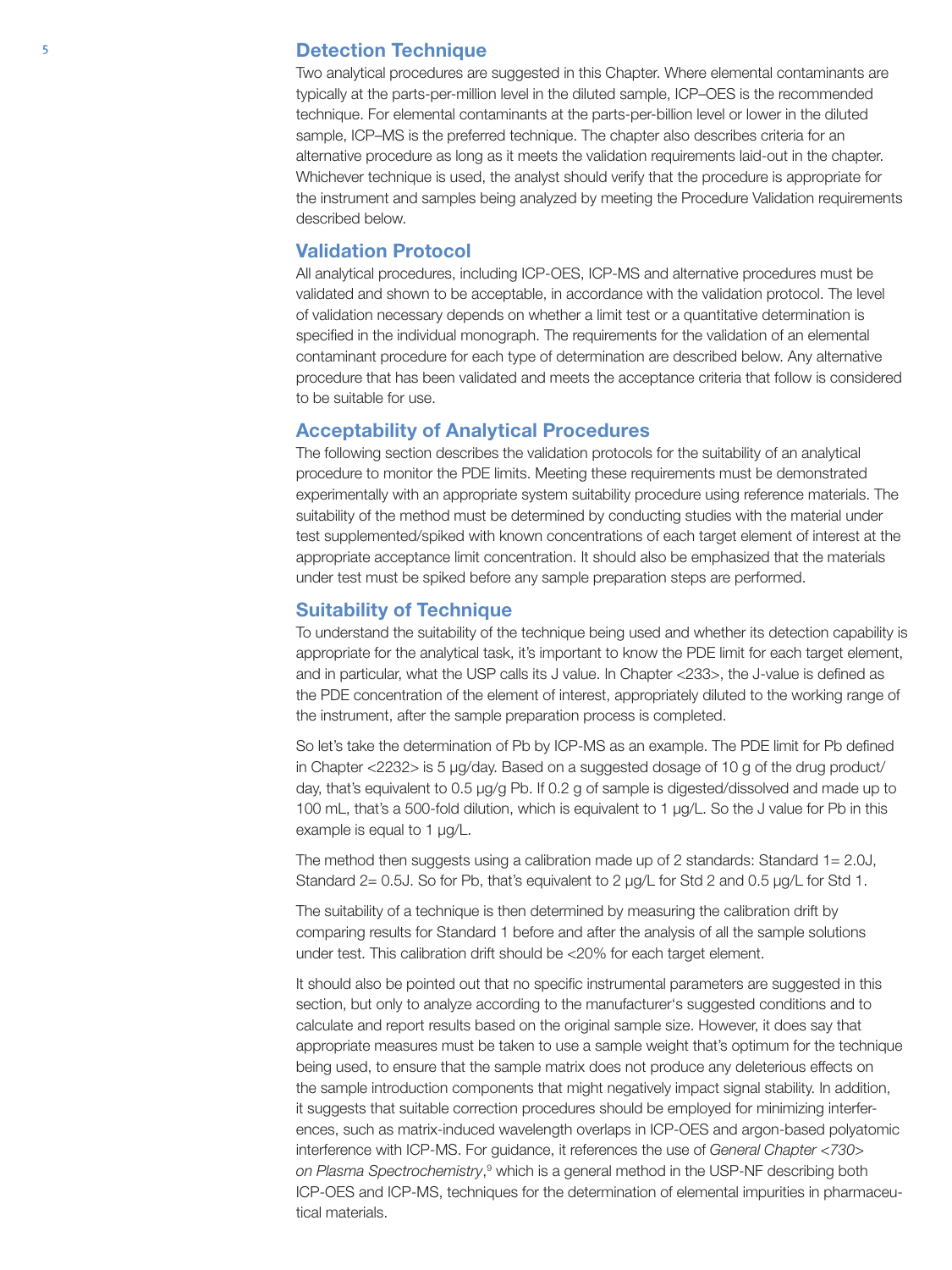## Detection Technique

Two analytical procedures are suggested in this Chapter. Where elemental contaminants are typically at the parts-per-million level in the diluted sample, ICP–OES is the recommended technique. For elemental contaminants at the parts-per-billion level or lower in the diluted sample, ICP–MS is the preferred technique. The chapter also describes criteria for an alternative procedure as long as it meets the validation requirements laid-out in the chapter. Whichever technique is used, the analyst should verify that the procedure is appropriate for the instrument and samples being analyzed by meeting the Procedure Validation requirements described below.

## Validation Protocol

All analytical procedures, including ICP-OES, ICP-MS and alternative procedures must be validated and shown to be acceptable, in accordance with the validation protocol. The level of validation necessary depends on whether a limit test or a quantitative determination is specified in the individual monograph. The requirements for the validation of an elemental contaminant procedure for each type of determination are described below. Any alternative procedure that has been validated and meets the acceptance criteria that follow is considered to be suitable for use.

## Acceptability of Analytical Procedures

The following section describes the validation protocols for the suitability of an analytical procedure to monitor the PDE limits. Meeting these requirements must be demonstrated experimentally with an appropriate system suitability procedure using reference materials. The suitability of the method must be determined by conducting studies with the material under test supplemented/spiked with known concentrations of each target element of interest at the appropriate acceptance limit concentration. It should also be emphasized that the materials under test must be spiked before any sample preparation steps are performed.

## Suitability of Technique

To understand the suitability of the technique being used and whether its detection capability is appropriate for the analytical task, it's important to know the PDE limit for each target element, and in particular, what the USP calls its J value. In Chapter <233>, the J-value is defined as the PDE concentration of the element of interest, appropriately diluted to the working range of the instrument, after the sample preparation process is completed.

So let's take the determination of Pb by ICP-MS as an example. The PDE limit for Pb defined in Chapter <2232> is 5 µg/day. Based on a suggested dosage of 10 g of the drug product/day, that's equivalent to 0.5 µg/g Pb. If 0.2 g of sample is digested/dissolved and made up to 100 mL, that's a 500-fold dilution, which is equivalent to 1 µg/L. So the J value for Pb in this example is equal to 1 µg/L.

The method then suggests using a calibration made up of 2 standards: Standard 1= 2.0J, Standard 2= 0.5J. So for Pb, that's equivalent to 2 µg/L for Std 2 and 0.5 µg/L for Std 1.

The suitability of a technique is then determined by measuring the calibration drift by comparing results for Standard 1 before and after the analysis of all the sample solutions under test. This calibration drift should be <20% for each target element.

It should also be pointed out that no specific instrumental parameters are suggested in this section, but only to analyze according to the manufacturer's suggested conditions and to calculate and report results based on the original sample size. However, it does say that appropriate measures must be taken to use a sample weight that's optimum for the technique being used, to ensure that the sample matrix does not produce any deleterious effects on the sample introduction components that might negatively impact signal stability. In addition, it suggests that suitable correction procedures should be employed for minimizing interferences, such as matrix-induced wavelength overlaps in ICP-OES and argon-based polyatomic interference with ICP-MS. For guidance, it references the use of *General Chapter <730> on Plasma Spectrochemistry*,[9] which is a general method in the USP-NF describing both ICP-OES and ICP-MS, techniques for the determination of elemental impurities in pharmaceutical materials.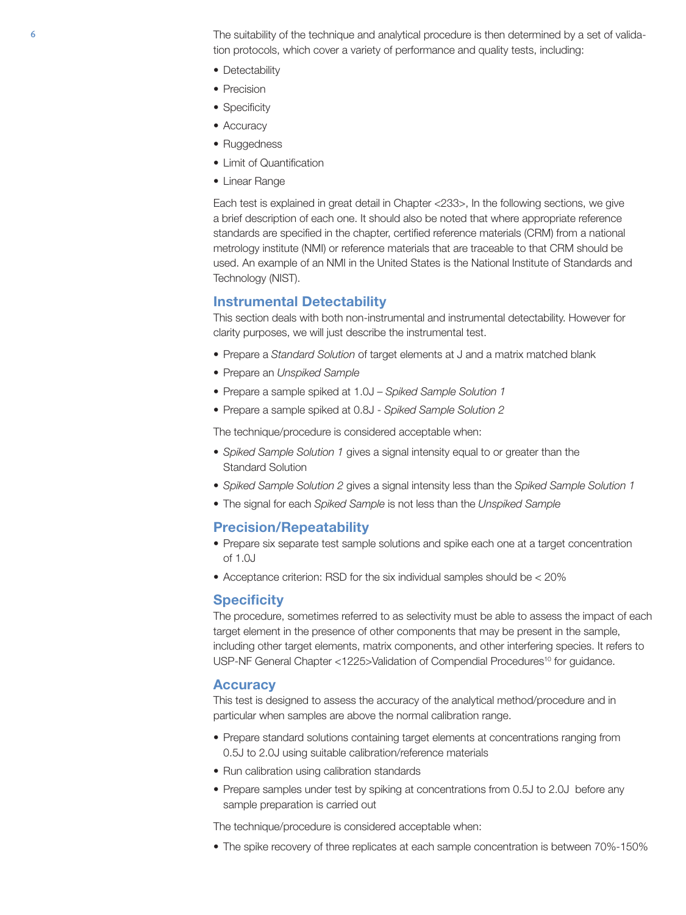The suitability of the technique and analytical procedure is then determined by a set of validation protocols, which cover a variety of performance and quality tests, including:

- Detectability
- Precision
- Specificity
- Accuracy
- Ruggedness
- Limit of Quantification
- Linear Range

Each test is explained in great detail in Chapter <233>, In the following sections, we give a brief description of each one. It should also be noted that where appropriate reference standards are specified in the chapter, certified reference materials (CRM) from a national metrology institute (NMI) or reference materials that are traceable to that CRM should be used. An example of an NMI in the United States is the National Institute of Standards and Technology (NIST).

## Instrumental Detectability

This section deals with both non-instrumental and instrumental detectability. However for clarity purposes, we will just describe the instrumental test.

- Prepare a *Standard Solution* of target elements at J and a matrix matched blank
- Prepare an *Unspiked Sample*
- Prepare a sample spiked at 1.0J – *Spiked Sample Solution 1*
- Prepare a sample spiked at 0.8J - *Spiked Sample Solution 2*

The technique/procedure is considered acceptable when:

- *Spiked Sample Solution 1* gives a signal intensity equal to or greater than the Standard Solution
- *Spiked Sample Solution 2* gives a signal intensity less than the *Spiked Sample Solution 1*
- The signal for each *Spiked Sample* is not less than the *Unspiked Sample*

## Precision/Repeatability

- Prepare six separate test sample solutions and spike each one at a target concentration of 1.0J
- Acceptance criterion: RSD for the six individual samples should be < 20%

## Specificity

The procedure, sometimes referred to as selectivity must be able to assess the impact of each target element in the presence of other components that may be present in the sample, including other target elements, matrix components, and other interfering species. It refers to USP-NF General Chapter <1225>Validation of Compendial Procedures[10] for guidance.

## Accuracy

This test is designed to assess the accuracy of the analytical method/procedure and in particular when samples are above the normal calibration range.

- Prepare standard solutions containing target elements at concentrations ranging from 0.5J to 2.0J using suitable calibration/reference materials
- Run calibration using calibration standards
- Prepare samples under test by spiking at concentrations from 0.5J to 2.0J before any sample preparation is carried out

The technique/procedure is considered acceptable when:

- The spike recovery of three replicates at each sample concentration is between 70%-150%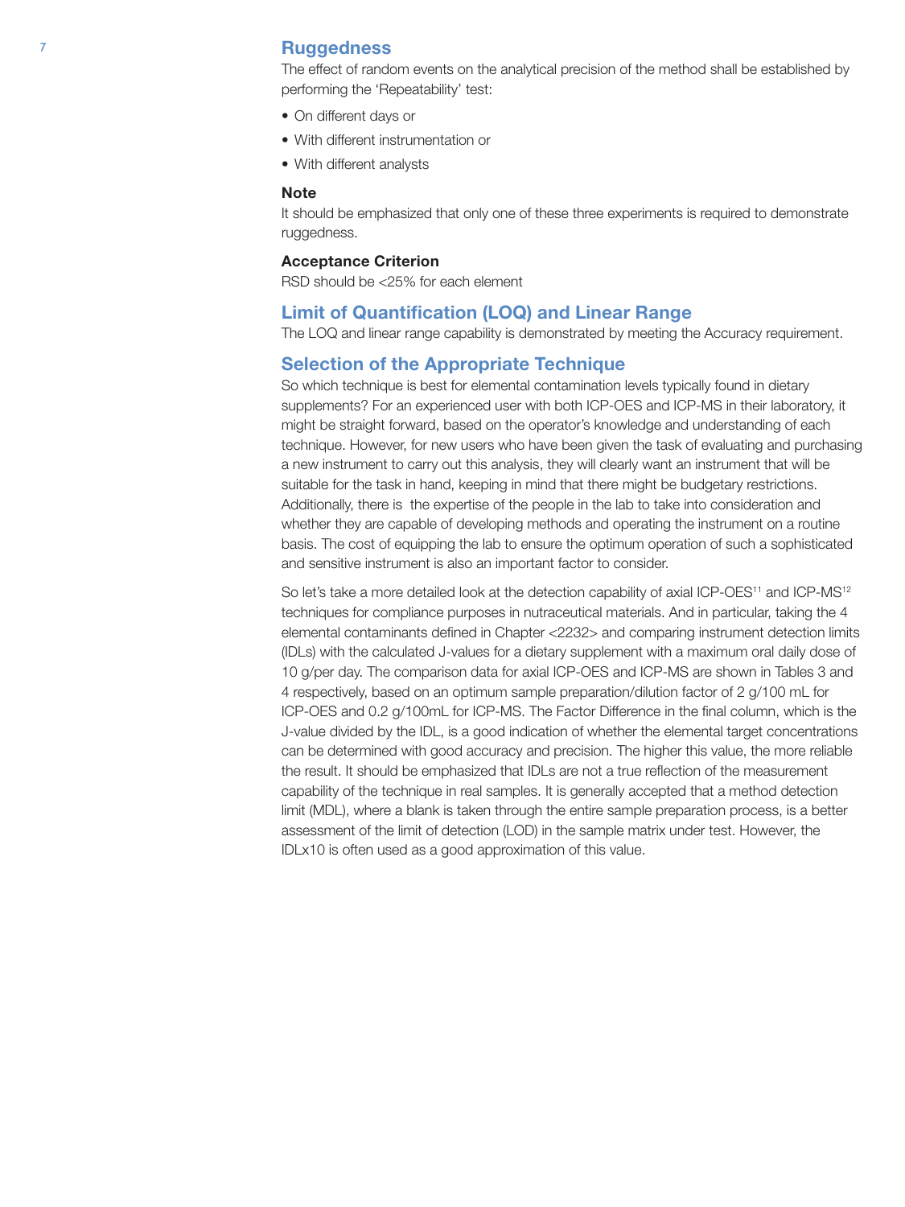## Ruggedness

The effect of random events on the analytical precision of the method shall be established by performing the 'Repeatability' test:

- On different days or
- With different instrumentation or
- With different analysts

**Note**

It should be emphasized that only one of these three experiments is required to demonstrate ruggedness.

**Acceptance Criterion**

RSD should be <25% for each element

## Limit of Quantification (LOQ) and Linear Range

The LOQ and linear range capability is demonstrated by meeting the Accuracy requirement.

## Selection of the Appropriate Technique

So which technique is best for elemental contamination levels typically found in dietary supplements? For an experienced user with both ICP-OES and ICP-MS in their laboratory, it might be straight forward, based on the operator's knowledge and understanding of each technique. However, for new users who have been given the task of evaluating and purchasing a new instrument to carry out this analysis, they will clearly want an instrument that will be suitable for the task in hand, keeping in mind that there might be budgetary restrictions. Additionally, there is the expertise of the people in the lab to take into consideration and whether they are capable of developing methods and operating the instrument on a routine basis. The cost of equipping the lab to ensure the optimum operation of such a sophisticated and sensitive instrument is also an important factor to consider.

So let's take a more detailed look at the detection capability of axial ICP-OES[11] and ICP-MS[12] techniques for compliance purposes in nutraceutical materials. And in particular, taking the 4 elemental contaminants defined in Chapter <2232> and comparing instrument detection limits (IDLs) with the calculated J-values for a dietary supplement with a maximum oral daily dose of 10 g/per day. The comparison data for axial ICP-OES and ICP-MS are shown in Tables 3 and 4 respectively, based on an optimum sample preparation/dilution factor of 2 g/100 mL for ICP-OES and 0.2 g/100mL for ICP-MS. The Factor Difference in the final column, which is the J-value divided by the IDL, is a good indication of whether the elemental target concentrations can be determined with good accuracy and precision. The higher this value, the more reliable the result. It should be emphasized that IDLs are not a true reflection of the measurement capability of the technique in real samples. It is generally accepted that a method detection limit (MDL), where a blank is taken through the entire sample preparation process, is a better assessment of the limit of detection (LOD) in the sample matrix under test. However, the IDLx10 is often used as a good approximation of this value.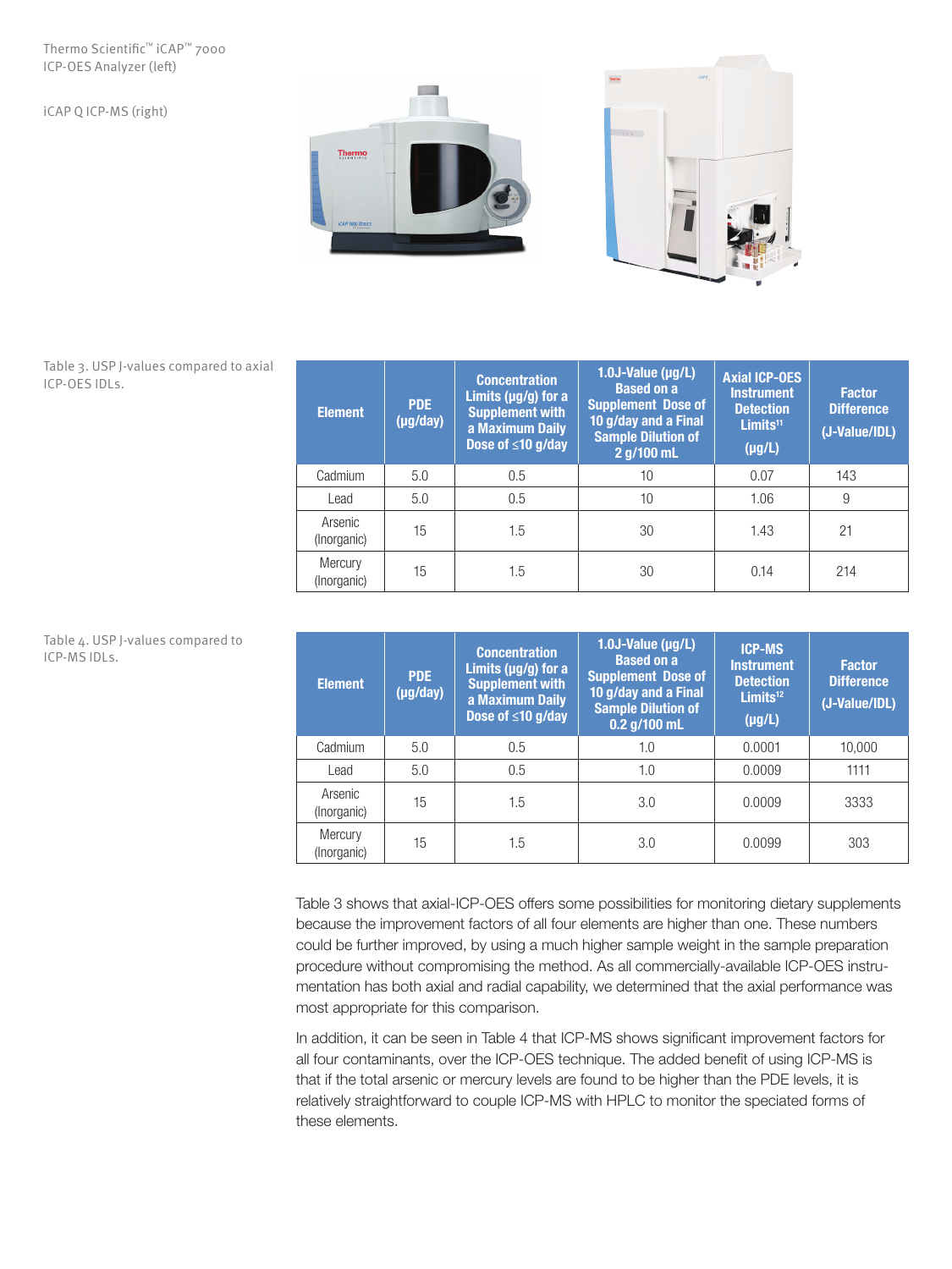Thermo Scientific™ iCAP™ 7000 ICP-OES Analyzer (left)

iCAP Q ICP-MS (right)

Table 3. USP J-values compared to axial ICP-OES IDLs.

| Element | PDE (µg/day) | Concentration Limits (µg/g) for a Supplement with a Maximum Daily Dose of ≤10 g/day | 1.0J-Value (µg/L) Based on a Supplement Dose of 10 g/day and a Final Sample Dilution of 2 g/100 mL | Axial ICP-OES Instrument Detection Limits[11] (µg/L) | Factor Difference (J-Value/IDL) |
|---|---|---|---|---|---|
| Cadmium | 5.0 | 0.5 | 10 | 0.07 | 143 |
| Lead | 5.0 | 0.5 | 10 | 1.06 | 9 |
| Arsenic (Inorganic) | 15 | 1.5 | 30 | 1.43 | 21 |
| Mercury (Inorganic) | 15 | 1.5 | 30 | 0.14 | 214 |

Table 4. USP J-values compared to ICP-MS IDLs.

| Element | PDE (µg/day) | Concentration Limits (µg/g) for a Supplement with a Maximum Daily Dose of ≤10 g/day | 1.0J-Value (µg/L) Based on a Supplement Dose of 10 g/day and a Final Sample Dilution of 0.2 g/100 mL | ICP-MS Instrument Detection Limits[12] (µg/L) | Factor Difference (J-Value/IDL) |
|---|---|---|---|---|---|
| Cadmium | 5.0 | 0.5 | 1.0 | 0.0001 | 10,000 |
| Lead | 5.0 | 0.5 | 1.0 | 0.0009 | 1111 |
| Arsenic (Inorganic) | 15 | 1.5 | 3.0 | 0.0009 | 3333 |
| Mercury (Inorganic) | 15 | 1.5 | 3.0 | 0.0099 | 303 |

Table 3 shows that axial-ICP-OES offers some possibilities for monitoring dietary supplements because the improvement factors of all four elements are higher than one. These numbers could be further improved, by using a much higher sample weight in the sample preparation procedure without compromising the method. As all commercially-available ICP-OES instrumentation has both axial and radial capability, we determined that the axial performance was most appropriate for this comparison.

In addition, it can be seen in Table 4 that ICP-MS shows significant improvement factors for all four contaminants, over the ICP-OES technique. The added benefit of using ICP-MS is that if the total arsenic or mercury levels are found to be higher than the PDE levels, it is relatively straightforward to couple ICP-MS with HPLC to monitor the speciated forms of these elements.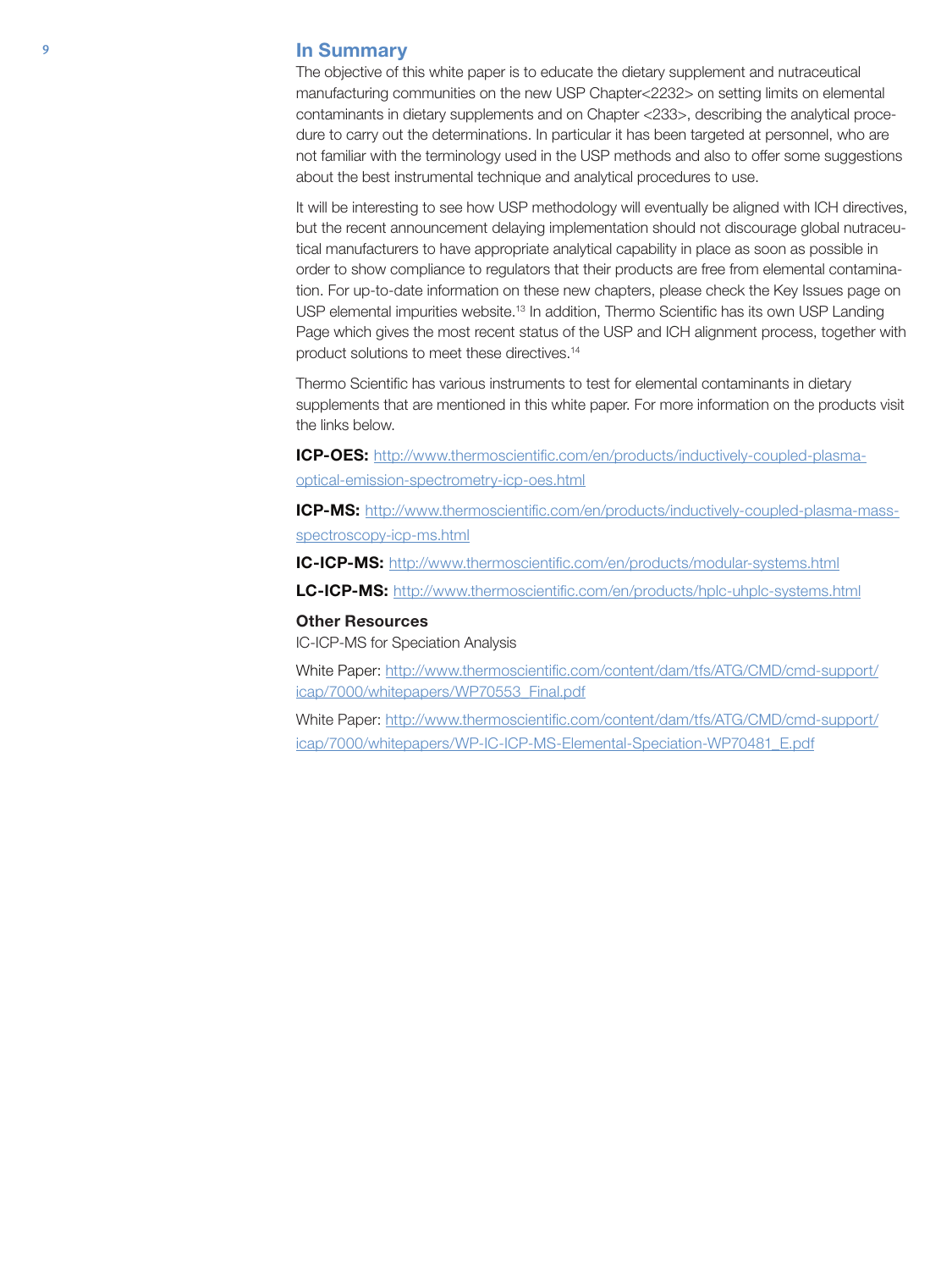## In Summary

The objective of this white paper is to educate the dietary supplement and nutraceutical manufacturing communities on the new USP Chapter<2232> on setting limits on elemental contaminants in dietary supplements and on Chapter <233>, describing the analytical procedure to carry out the determinations. In particular it has been targeted at personnel, who are not familiar with the terminology used in the USP methods and also to offer some suggestions about the best instrumental technique and analytical procedures to use.

It will be interesting to see how USP methodology will eventually be aligned with ICH directives, but the recent announcement delaying implementation should not discourage global nutraceutical manufacturers to have appropriate analytical capability in place as soon as possible in order to show compliance to regulators that their products are free from elemental contamination. For up-to-date information on these new chapters, please check the Key Issues page on USP elemental impurities website.[13] In addition, Thermo Scientific has its own USP Landing Page which gives the most recent status of the USP and ICH alignment process, together with product solutions to meet these directives.[14]

Thermo Scientific has various instruments to test for elemental contaminants in dietary supplements that are mentioned in this white paper. For more information on the products visit the links below.

**ICP-OES:** http://www.thermoscientific.com/en/products/inductively-coupled-plasma-optical-emission-spectrometry-icp-oes.html

**ICP-MS:** http://www.thermoscientific.com/en/products/inductively-coupled-plasma-mass-spectroscopy-icp-ms.html

**IC-ICP-MS:** http://www.thermoscientific.com/en/products/modular-systems.html

**LC-ICP-MS:** http://www.thermoscientific.com/en/products/hplc-uhplc-systems.html

### Other Resources

IC-ICP-MS for Speciation Analysis

White Paper: http://www.thermoscientific.com/content/dam/tfs/ATG/CMD/cmd-support/icap/7000/whitepapers/WP70553_Final.pdf

White Paper: http://www.thermoscientific.com/content/dam/tfs/ATG/CMD/cmd-support/icap/7000/whitepapers/WP-IC-ICP-MS-Elemental-Speciation-WP70481_E.pdf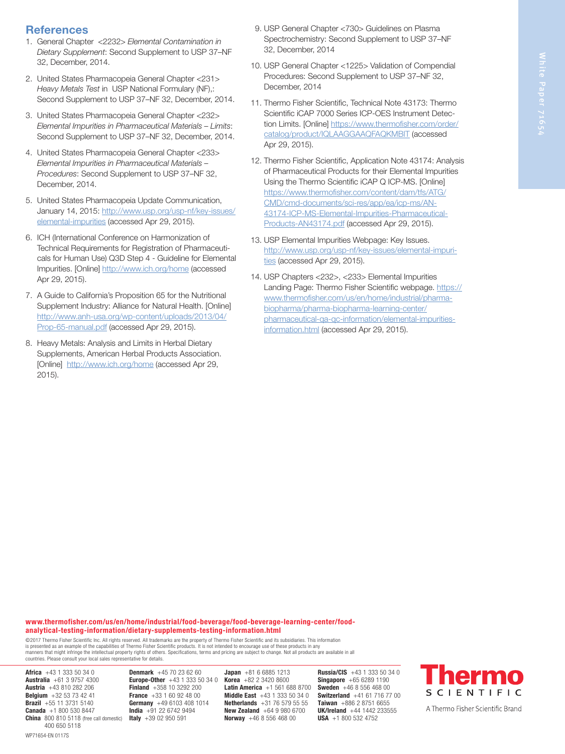## References

1. General Chapter <2232> *Elemental Contamination in Dietary Supplement*: Second Supplement to USP 37–NF 32, December, 2014.
2. United States Pharmacopeia General Chapter <231> *Heavy Metals Test* in USP National Formulary (NF),: Second Supplement to USP 37–NF 32, December, 2014.
3. United States Pharmacopeia General Chapter <232> *Elemental Impurities in Pharmaceutical Materials – Limits*: Second Supplement to USP 37–NF 32, December, 2014.
4. United States Pharmacopeia General Chapter <233> *Elemental Impurities in Pharmaceutical Materials – Procedures*: Second Supplement to USP 37–NF 32, December, 2014.
5. United States Pharmacopeia Update Communication, January 14, 2015: http://www.usp.org/usp-nf/key-issues/elemental-impurities (accessed Apr 29, 2015).
6. ICH (International Conference on Harmonization of Technical Requirements for Registration of Pharmaceuticals for Human Use) Q3D Step 4 - Guideline for Elemental Impurities. [Online] http://www.ich.org/home (accessed Apr 29, 2015).
7. A Guide to California's Proposition 65 for the Nutritional Supplement Industry: Alliance for Natural Health. [Online] http://www.anh-usa.org/wp-content/uploads/2013/04/Prop-65-manual.pdf (accessed Apr 29, 2015).
8. Heavy Metals: Analysis and Limits in Herbal Dietary Supplements, American Herbal Products Association. [Online] http://www.ich.org/home (accessed Apr 29, 2015).
9. USP General Chapter <730> Guidelines on Plasma Spectrochemistry: Second Supplement to USP 37–NF 32, December, 2014
10. USP General Chapter <1225> Validation of Compendial Procedures: Second Supplement to USP 37–NF 32, December, 2014
11. Thermo Fisher Scientific, Technical Note 43173: Thermo Scientific iCAP 7000 Series ICP-OES Instrument Detection Limits. [Online] https://www.thermofisher.com/order/catalog/product/IQLAAGGAAQFAQKMBIT (accessed Apr 29, 2015).
12. Thermo Fisher Scientific, Application Note 43174: Analysis of Pharmaceutical Products for their Elemental Impurities Using the Thermo Scientific iCAP Q ICP-MS. [Online] https://www.thermofisher.com/content/dam/tfs/ATG/CMD/cmd-documents/sci-res/app/ea/icp-ms/AN-43174-ICP-MS-Elemental-Impurities-Pharmaceutical-Products-AN43174.pdf (accessed Apr 29, 2015).
13. USP Elemental Impurities Webpage: Key Issues. http://www.usp.org/usp-nf/key-issues/elemental-impurities (accessed Apr 29, 2015).
14. USP Chapters <232>, <233> Elemental Impurities Landing Page: Thermo Fisher Scientific webpage. https://www.thermofisher.com/us/en/home/industrial/pharma-biopharma/pharma-biopharma-learning-center/pharmaceutical-qa-qc-information/elemental-impurities-information.html (accessed Apr 29, 2015).

**www.thermofisher.com/us/en/home/industrial/food-beverage/food-beverage-learning-center/food-analytical-testing-information/dietary-supplements-testing-information.html**

©2017 Thermo Fisher Scientific Inc. All rights reserved. All trademarks are the property of Thermo Fisher Scientific and its subsidiaries. This information is presented as an example of the capabilities of Thermo Fisher Scientific products. It is not intended to encourage use of these products in any manners that might infringe the intellectual property rights of others. Specifications, terms and pricing are subject to change. Not all products are available in all countries. Please consult your local sales representative for details.

**Africa** +43 1 333 50 34 0
**Australia** +61 3 9757 4300
**Austria** +43 810 282 206
**Belgium** +32 53 73 42 41
**Brazil** +55 11 3731 5140
**Canada** +1 800 530 8447
**China** 800 810 5118 (free call domestic) 400 650 5118
**Denmark** +45 70 23 62 60
**Europe-Other** +43 1 333 50 34 0
**Finland** +358 10 3292 200
**France** +33 1 60 92 48 00
**Germany** +49 6103 408 1014
**India** +91 22 6742 9494
**Italy** +39 02 950 591
**Japan** +81 6 6885 1213
**Korea** +82 2 3420 8600
**Latin America** +1 561 688 8700
**Middle East** +43 1 333 50 34 0
**Netherlands** +31 76 579 55 55
**New Zealand** +64 9 980 6700
**Norway** +46 8 556 468 00
**Russia/CIS** +43 1 333 50 34 0
**Singapore** +65 6289 1190
**Sweden** +46 8 556 468 00
**Switzerland** +41 61 716 77 00
**Taiwan** +886 2 8751 6655
**UK/Ireland** +44 1442 233555
**USA** +1 800 532 4752

Thermo SCIENTIFIC
A Thermo Fisher Scientific Brand

WP71654-EN 0117S